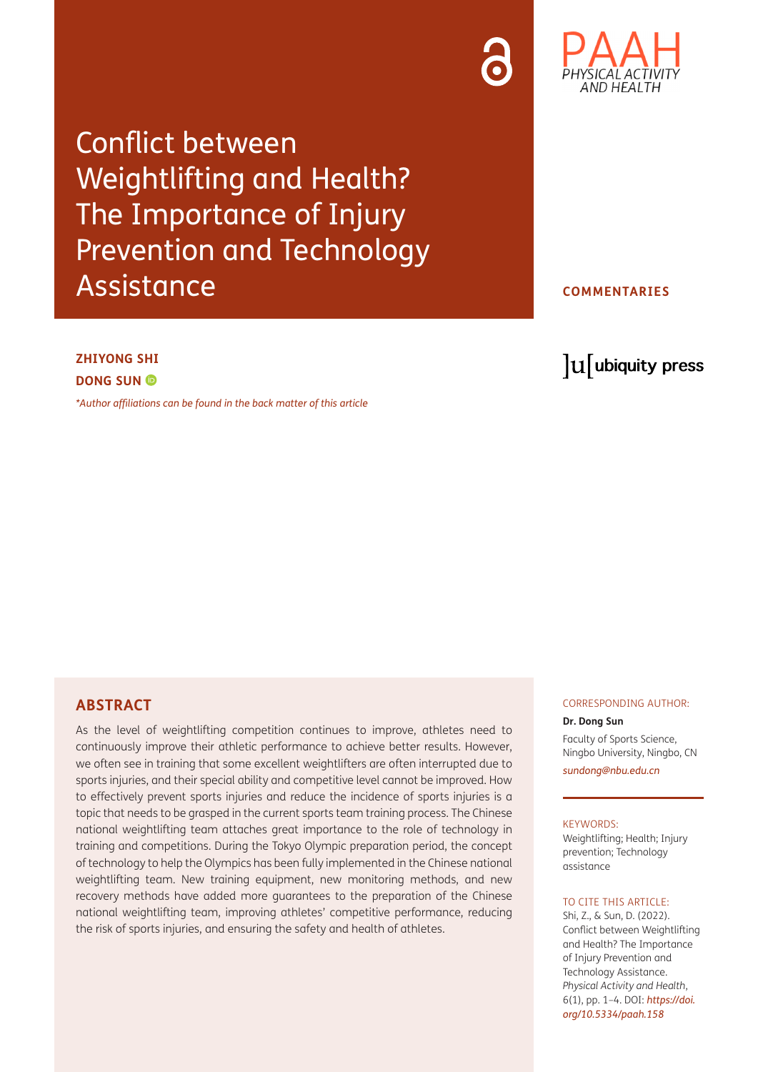# Conflict between Weightlifting and Health? The Importance of Injury Prevention and Technology Assistance

COMMENTARIES

**ZHIYONG SHI**

**DONG SUN**

*Author affiliations can be found in the back matter of this article*

## ABSTRACT

As the level of weightlifting competition continues to improve, athletes need to continuously improve their athletic performance to achieve better results. However, we often see in training that some excellent weightlifters are often interrupted due to sports injuries, and their special ability and competitive level cannot be improved. How to effectively prevent sports injuries and reduce the incidence of sports injuries is a topic that needs to be grasped in the current sports team training process. The Chinese national weightlifting team attaches great importance to the role of technology in training and competitions. During the Tokyo Olympic preparation period, the concept of technology to help the Olympics has been fully implemented in the Chinese national weightlifting team. New training equipment, new monitoring methods, and new recovery methods have added more guarantees to the preparation of the Chinese national weightlifting team, improving athletes' competitive performance, reducing the risk of sports injuries, and ensuring the safety and health of athletes.

CORRESPONDING AUTHOR:

**Dr. Dong Sun**

Faculty of Sports Science, Ningbo University, Ningbo, CN

*sundong@nbu.edu.cn*

KEYWORDS:

Weightlifting; Health; Injury prevention; Technology assistance

TO CITE THIS ARTICLE:

Shi, Z., & Sun, D. (2022). Conflict between Weightlifting and Health? The Importance of Injury Prevention and Technology Assistance. *Physical Activity and Health*, 6(1), pp. 1–4. DOI: *https://doi.org/10.5334/paah.158*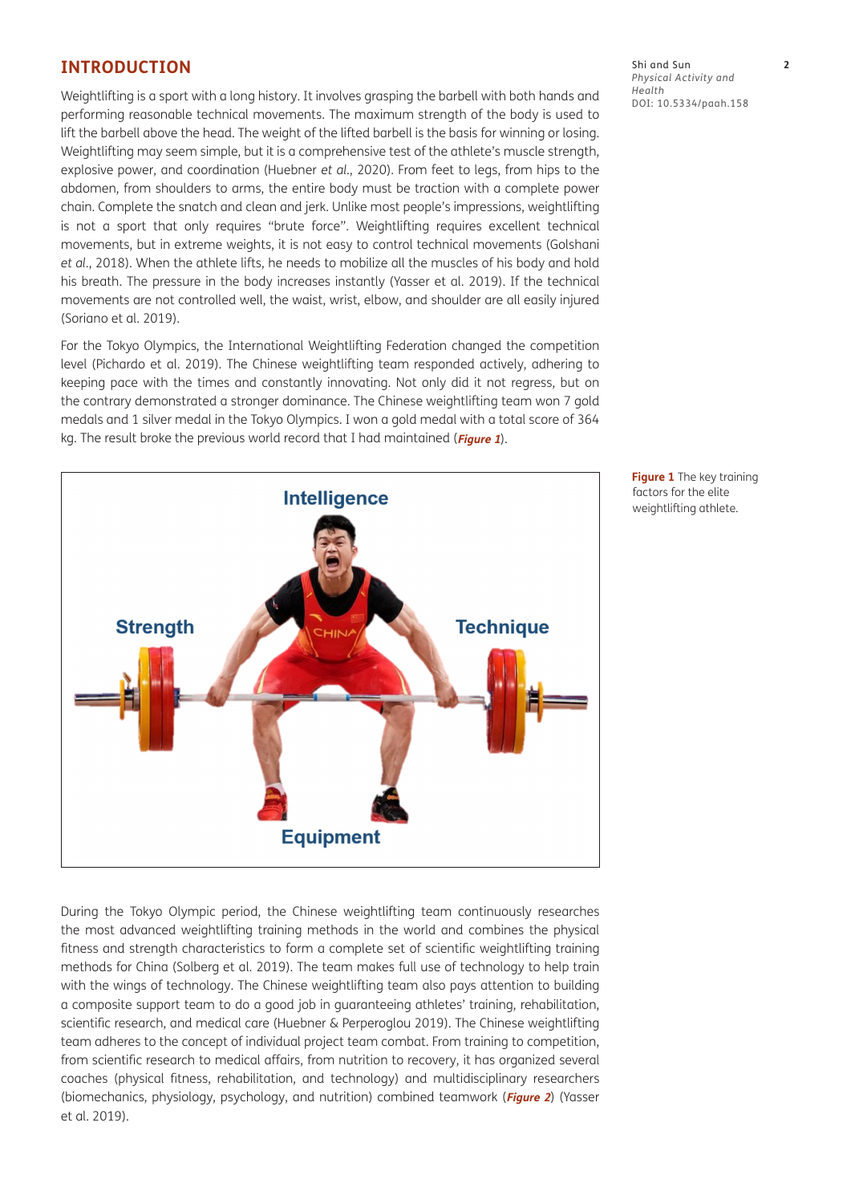## INTRODUCTION

Weightlifting is a sport with a long history. It involves grasping the barbell with both hands and performing reasonable technical movements. The maximum strength of the body is used to lift the barbell above the head. The weight of the lifted barbell is the basis for winning or losing. Weightlifting may seem simple, but it is a comprehensive test of the athlete's muscle strength, explosive power, and coordination (Huebner *et al.*, 2020). From feet to legs, from hips to the abdomen, from shoulders to arms, the entire body must be traction with a complete power chain. Complete the snatch and clean and jerk. Unlike most people's impressions, weightlifting is not a sport that only requires "brute force". Weightlifting requires excellent technical movements, but in extreme weights, it is not easy to control technical movements (Golshani *et al.*, 2018). When the athlete lifts, he needs to mobilize all the muscles of his body and hold his breath. The pressure in the body increases instantly (Yasser et al. 2019). If the technical movements are not controlled well, the waist, wrist, elbow, and shoulder are all easily injured (Soriano et al. 2019).

For the Tokyo Olympics, the International Weightlifting Federation changed the competition level (Pichardo et al. 2019). The Chinese weightlifting team responded actively, adhering to keeping pace with the times and constantly innovating. Not only did it not regress, but on the contrary demonstrated a stronger dominance. The Chinese weightlifting team won 7 gold medals and 1 silver medal in the Tokyo Olympics. I won a gold medal with a total score of 364 kg. The result broke the previous world record that I had maintained (***Figure 1***).

**Figure 1** The key training factors for the elite weightlifting athlete.

During the Tokyo Olympic period, the Chinese weightlifting team continuously researches the most advanced weightlifting training methods in the world and combines the physical fitness and strength characteristics of scientific weightlifting training methods for China (Solberg et al. 2019). The team makes full use of technology to help train with the wings of technology. The Chinese weightlifting team also pays attention to building a composite support team to do a good job in guaranteeing athletes' training, rehabilitation, scientific research, and medical care (Huebner & Perperoglou 2019). The Chinese weightlifting team adheres to the concept of individual project team combat. From training to competition, from scientific research to medical affairs, from nutrition to recovery, it has organized several coaches (physical fitness, rehabilitation, and technology) and multidisciplinary researchers (biomechanics, physiology, psychology, and nutrition) combined teamwork (***Figure 2***) (Yasser et al. 2019).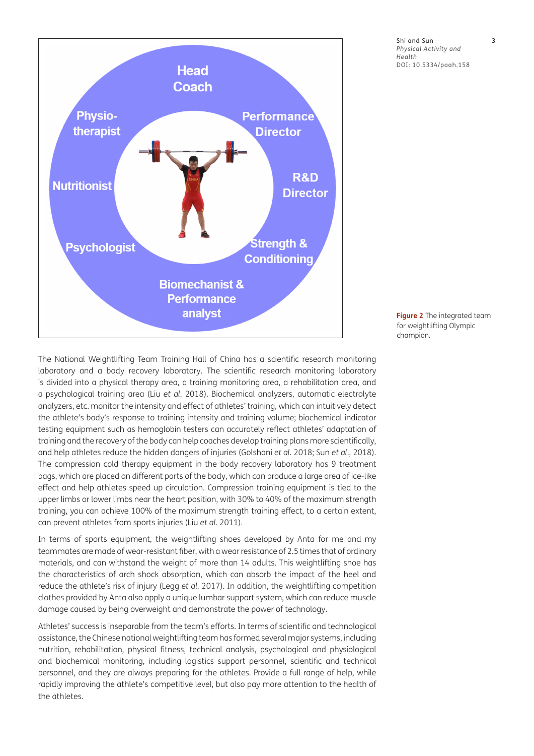**Figure 2** The integrated team for weightlifting Olympic champion.

The National Weightlifting Team Training Hall of China has a scientific research monitoring laboratory and a body recovery laboratory. The scientific research monitoring laboratory is divided into a physical therapy area, a training monitoring area, a rehabilitation area, and a psychological training area (Liu *et al.* 2018). Biochemical analyzers, automatic electrolyte analyzers, etc. monitor the intensity and effect of athletes' training, which can intuitively detect the athlete's body's response to training intensity and training volume; biochemical indicator testing equipment such as hemoglobin testers can accurately reflect athletes' adaptation of training and the recovery of the body can help coaches develop training plans more scientifically, and help athletes reduce the hidden dangers of injuries (Golshani *et al.* 2018; Sun *et al.*, 2018). The compression cold therapy equipment in the body recovery laboratory has 9 treatment bags, which are placed on different parts of the body, which can produce a large area of ice-like effect and help athletes speed up circulation. Compression training equipment is tied to the upper limbs or lower limbs near the heart position, with 30% to 40% of the maximum strength training, you can achieve 100% of the maximum strength training effect, to a certain extent, can prevent athletes from sports injuries (Liu *et al.* 2011).

In terms of sports equipment, the weightlifting shoes developed by Anta for me and my teammates are made of wear-resistant fiber, with a wear resistance of 2.5 times that of ordinary materials, and can withstand the weight of more than 14 adults. This weightlifting shoe has the characteristics of arch shock absorption, which can absorb the impact of the heel and reduce the athlete's risk of injury (Legg *et al.* 2017). In addition, the weightlifting competition clothes provided by Anta also apply a unique lumbar support system, which can reduce muscle damage caused by being overweight and demonstrate the power of technology.

Athletes' success is inseparable from the team's efforts. In terms of scientific and technological assistance, the Chinese national weightlifting team has formed several major systems, including nutrition, rehabilitation, physical fitness, technical analysis, psychological and physiological and biochemical monitoring, including logistics support personnel, scientific and technical personnel, and they are always preparing for the athletes. Provide a full range of help, while rapidly improving the athlete's competitive level, but also pay more attention to the health of the athletes.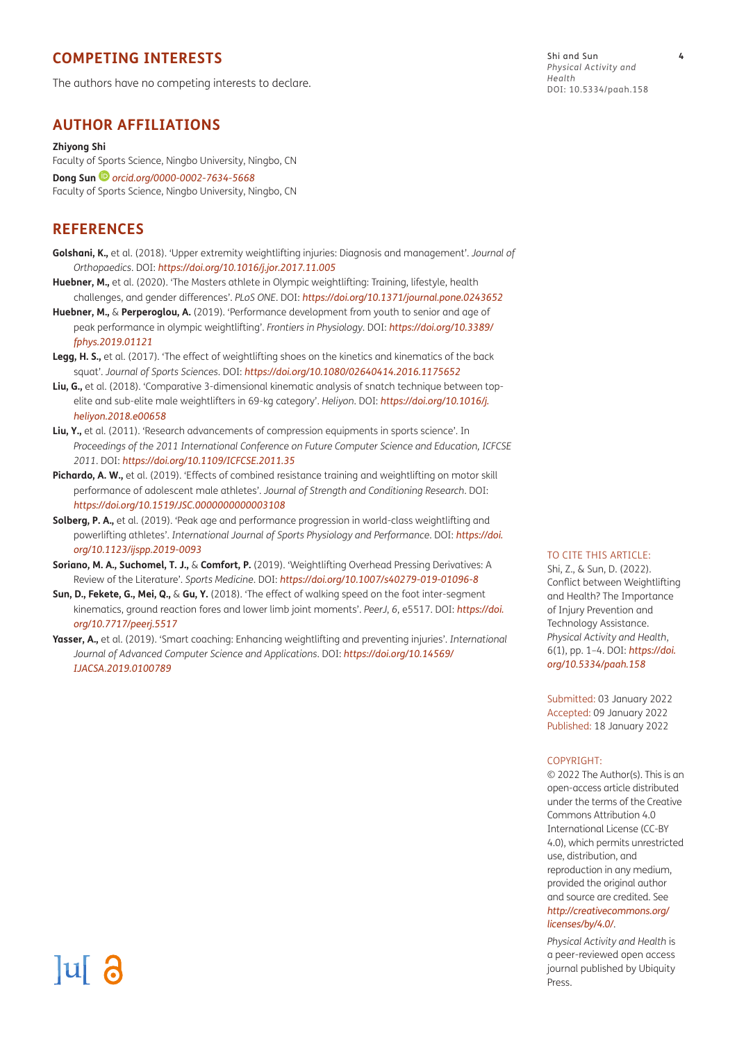## COMPETING INTERESTS

The authors have no competing interests to declare.

## AUTHOR AFFILIATIONS

**Zhiyong Shi**
Faculty of Sports Science, Ningbo University, Ningbo, CN

**Dong Sun** *orcid.org/0000-0002-7634-5668*
Faculty of Sports Science, Ningbo University, Ningbo, CN

## REFERENCES

**Golshani, K.,** et al. (2018). 'Upper extremity weightlifting injuries: Diagnosis and management'. *Journal of Orthopaedics*. DOI: *https://doi.org/10.1016/j.jor.2017.11.005*

**Huebner, M.,** et al. (2020). 'The Masters athlete in Olympic weightlifting: Training, lifestyle, health challenges, and gender differences'. *PLoS ONE*. DOI: *https://doi.org/10.1371/journal.pone.0243652*

**Huebner, M.,** & **Perperoglou, A.** (2019). 'Performance development from youth to senior and age of peak performance in olympic weightlifting'. *Frontiers in Physiology*. DOI: *https://doi.org/10.3389/fphys.2019.01121*

**Legg, H. S.,** et al. (2017). 'The effect of weightlifting shoes on the kinetics and kinematics of the back squat'. *Journal of Sports Sciences*. DOI: *https://doi.org/10.1080/02640414.2016.1175652*

**Liu, G.,** et al. (2018). 'Comparative 3-dimensional kinematic analysis of snatch technique between top-elite and sub-elite male weightlifters in 69-kg category'. *Heliyon*. DOI: *https://doi.org/10.1016/j.heliyon.2018.e00658*

**Liu, Y.,** et al. (2011). 'Research advancements of compression equipments in sports science'. In *Proceedings of the 2011 International Conference on Future Computer Science and Education, ICFCSE 2011*. DOI: *https://doi.org/10.1109/ICFCSE.2011.35*

**Pichardo, A. W.,** et al. (2019). 'Effects of combined resistance training and weightlifting on motor skill performance of adolescent male athletes'. *Journal of Strength and Conditioning Research*. DOI: *https://doi.org/10.1519/JSC.0000000000003108*

**Solberg, P. A.,** et al. (2019). 'Peak age and performance progression in world-class weightlifting and powerlifting athletes'. *International Journal of Sports Physiology and Performance*. DOI: *https://doi.org/10.1123/ijspp.2019-0093*

**Soriano, M. A., Suchomel, T. J.,** & **Comfort, P.** (2019). 'Weightlifting Overhead Pressing Derivatives: A Review of the Literature'. *Sports Medicine*. DOI: *https://doi.org/10.1007/s40279-019-01096-8*

**Sun, D., Fekete, G., Mei, Q.,** & **Gu, Y.** (2018). 'The effect of walking speed on the foot inter-segment kinematics, ground reaction fores and lower limb joint moments'. *PeerJ*, *6*, e5517. DOI: *https://doi.org/10.7717/peerj.5517*

**Yasser, A.,** et al. (2019). 'Smart coaching: Enhancing weightlifting and preventing injuries'. *International Journal of Advanced Computer Science and Applications*. DOI: *https://doi.org/10.14569/IJACSA.2019.0100789*

TO CITE THIS ARTICLE:

Shi, Z., & Sun, D. (2022). Conflict between Weightlifting and Health? The Importance of Injury Prevention and Technology Assistance. *Physical Activity and Health*, 6(1), pp. 1–4. DOI: *https://doi.org/10.5334/paah.158*

Submitted: 03 January 2022
Accepted: 09 January 2022
Published: 18 January 2022

COPYRIGHT:

© 2022 The Author(s). This is an open-access article distributed under the terms of the Creative Commons Attribution 4.0 International License (CC-BY 4.0), which permits unrestricted use, distribution, and reproduction in any medium, provided the original author and source are credited. See *http://creativecommons.org/licenses/by/4.0/*.

*Physical Activity and Health* is a peer-reviewed open access journal published by Ubiquity Press.